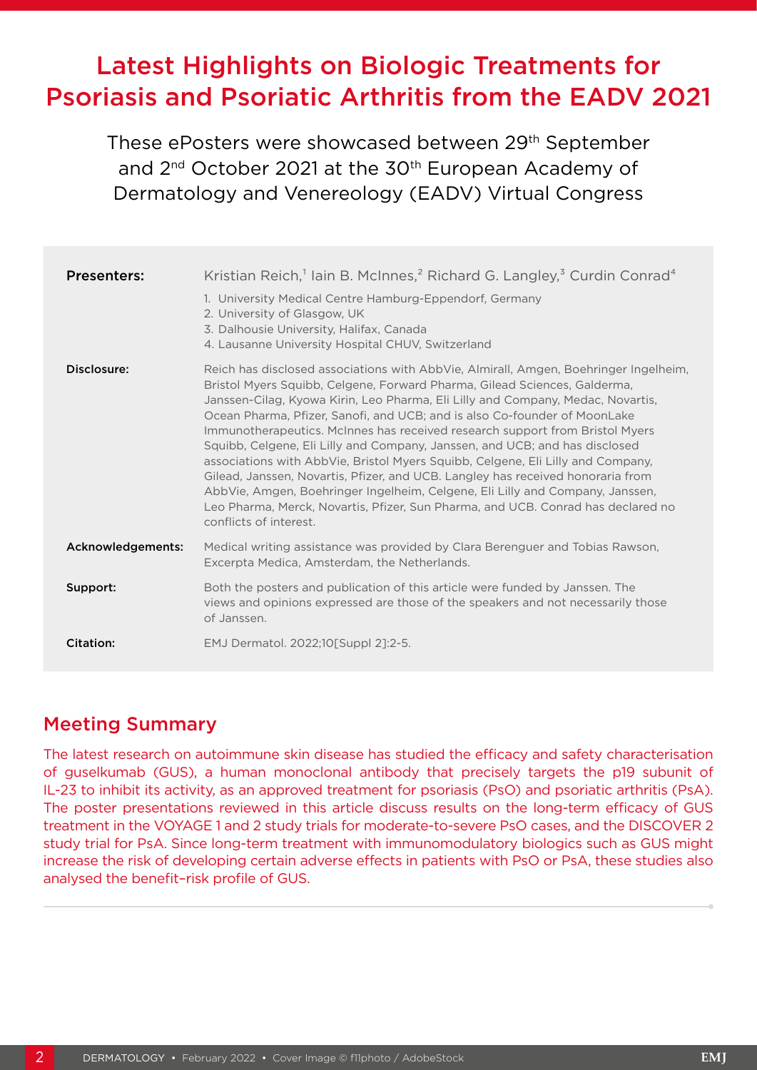# Latest Highlights on Biologic Treatments for Psoriasis and Psoriatic Arthritis from the EADV 2021

These ePosters were showcased between 29th September and 2nd October 2021 at the 30th European Academy of Dermatology and Venereology (EADV) Virtual Congress

**Presenters:** Kristian Reich,[1] Iain B. McInnes,[2] Richard G. Langley,[3] Curdin Conrad[4]

1. University Medical Centre Hamburg-Eppendorf, Germany
2. University of Glasgow, UK
3. Dalhousie University, Halifax, Canada
4. Lausanne University Hospital CHUV, Switzerland

**Disclosure:** Reich has disclosed associations with AbbVie, Almirall, Amgen, Boehringer Ingelheim, Bristol Myers Squibb, Celgene, Forward Pharma, Gilead Sciences, Galderma, Janssen-Cilag, Kyowa Kirin, Leo Pharma, Eli Lilly and Company, Medac, Novartis, Ocean Pharma, Pfizer, Sanofi, and UCB; and is also Co-founder of MoonLake Immunotherapeutics. McInnes has received research support from Bristol Myers Squibb, Celgene, Eli Lilly and Company, Janssen, and UCB; and has disclosed associations with AbbVie, Bristol Myers Squibb, Celgene, Eli Lilly and Company, Gilead, Janssen, Novartis, Pfizer, and UCB. Langley has received honoraria from AbbVie, Amgen, Boehringer Ingelheim, Celgene, Eli Lilly and Company, Janssen, Leo Pharma, Merck, Novartis, Pfizer, Sun Pharma, and UCB. Conrad has declared no conflicts of interest.

**Acknowledgements:** Medical writing assistance was provided by Clara Berenguer and Tobias Rawson, Excerpta Medica, Amsterdam, the Netherlands.

**Support:** Both the posters and publication of this article were funded by Janssen. The views and opinions expressed are those of the speakers and not necessarily those of Janssen.

**Citation:** EMJ Dermatol. 2022;10[Suppl 2]:2-5.

## Meeting Summary

The latest research on autoimmune skin disease has studied the efficacy and safety characterisation of guselkumab (GUS), a human monoclonal antibody that precisely targets the p19 subunit of IL-23 to inhibit its activity, as an approved treatment for psoriasis (PsO) and psoriatic arthritis (PsA). The poster presentations reviewed in this article discuss results on the long-term efficacy of GUS treatment in the VOYAGE 1 and 2 study trials for moderate-to-severe PsO cases, and the DISCOVER 2 study trial for PsA. Since long-term treatment with immunomodulatory biologics such as GUS might increase the risk of developing certain adverse effects in patients with PsO or PsA, these studies also analysed the benefit–risk profile of GUS.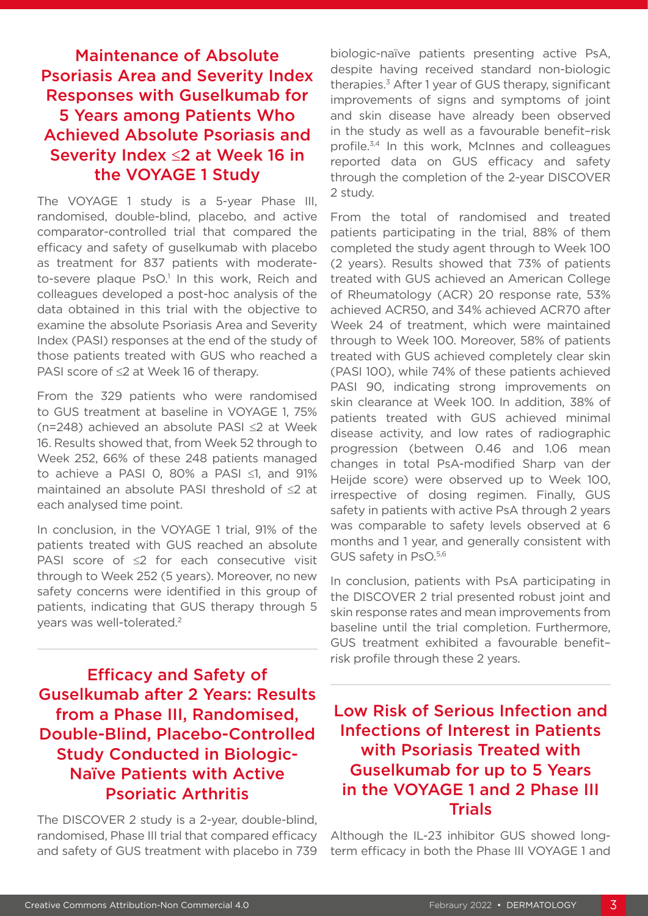## Maintenance of Absolute Psoriasis Area and Severity Index Responses with Guselkumab for 5 Years among Patients Who Achieved Absolute Psoriasis and Severity Index ≤2 at Week 16 in the VOYAGE 1 Study

The VOYAGE 1 study is a 5-year Phase III, randomised, double-blind, placebo, and active comparator-controlled trial that compared the efficacy and safety of guselkumab with placebo as treatment for 837 patients with moderate-to-severe plaque PsO.[1] In this work, Reich and colleagues developed a post-hoc analysis of the data obtained in this trial with the objective to examine the absolute Psoriasis Area and Severity Index (PASI) responses at the end of the study of those patients treated with GUS who reached a PASI score of ≤2 at Week 16 of therapy.

From the 329 patients who were randomised to GUS treatment at baseline in VOYAGE 1, 75% (n=248) achieved an absolute PASI ≤2 at Week 16. Results showed that, from Week 52 through to Week 252, 66% of these 248 patients managed to achieve a PASI 0, 80% a PASI ≤1, and 91% maintained an absolute PASI threshold of ≤2 at each analysed time point.

In conclusion, in the VOYAGE 1 trial, 91% of the patients treated with GUS reached an absolute PASI score of ≤2 for each consecutive visit through to Week 252 (5 years). Moreover, no new safety concerns were identified in this group of patients, indicating that GUS therapy through 5 years was well-tolerated.[2]

## Efficacy and Safety of Guselkumab after 2 Years: Results from a Phase III, Randomised, Double-Blind, Placebo-Controlled Study Conducted in Biologic-Naïve Patients with Active Psoriatic Arthritis

The DISCOVER 2 study is a 2-year, double-blind, randomised, Phase III trial that compared efficacy and safety of GUS treatment with placebo in 739 biologic-naïve patients presenting active PsA, despite having received standard non-biologic therapies.[3] After 1 year of GUS therapy, significant improvements of signs and symptoms of joint and skin disease have already been observed in the study as well as a favourable benefit–risk profile.[3,4] In this work, McInnes and colleagues reported data on GUS efficacy and safety through the completion of the 2-year DISCOVER 2 study.

From the total of randomised and treated patients participating in the trial, 88% of them completed the study agent through to Week 100 (2 years). Results showed that 73% of patients treated with GUS achieved an American College of Rheumatology (ACR) 20 response rate, 53% achieved ACR50, and 34% achieved ACR70 after Week 24 of treatment, which were maintained through to Week 100. Moreover, 58% of patients treated with GUS achieved completely clear skin (PASI 100), while 74% of these patients achieved PASI 90, indicating strong improvements on skin clearance at Week 100. In addition, 38% of patients treated with GUS achieved minimal disease activity, and low rates of radiographic progression (between 0.46 and 1.06 mean changes in total PsA-modified Sharp van der Heijde score) were observed up to Week 100, irrespective of dosing regimen. Finally, GUS safety in patients with active PsA through 2 years was comparable to safety levels observed at 6 months and 1 year, and generally consistent with GUS safety in PsO.[5,6]

In conclusion, patients with PsA participating in the DISCOVER 2 trial presented robust joint and skin response rates and mean improvements from baseline until the trial completion. Furthermore, GUS treatment exhibited a favourable benefit–risk profile through these 2 years.

## Low Risk of Serious Infection and Infections of Interest in Patients with Psoriasis Treated with Guselkumab for up to 5 Years in the VOYAGE 1 and 2 Phase III Trials

Although the IL-23 inhibitor GUS showed long-term efficacy in both the Phase III VOYAGE 1 and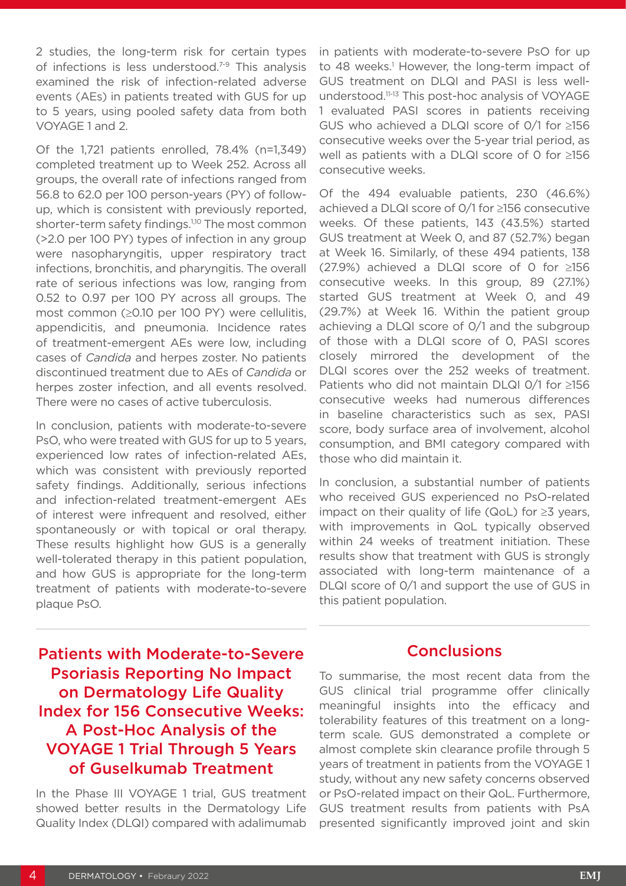2 studies, the long-term risk for certain types of infections is less understood.[7-9] This analysis examined the risk of infection-related adverse events (AEs) in patients treated with GUS for up to 5 years, using pooled safety data from both VOYAGE 1 and 2.

Of the 1,721 patients enrolled, 78.4% (n=1,349) completed treatment up to Week 252. Across all groups, the overall rate of infections ranged from 56.8 to 62.0 per 100 person-years (PY) of follow-up, which is consistent with previously reported, shorter-term safety findings.[1,10] The most common (>2.0 per 100 PY) types of infection in any group were nasopharyngitis, upper respiratory tract infections, bronchitis, and pharyngitis. The overall rate of serious infections was low, ranging from 0.52 to 0.97 per 100 PY across all groups. The most common (≥0.10 per 100 PY) were cellulitis, appendicitis, and pneumonia. Incidence rates of treatment-emergent AEs were low, including cases of *Candida* and herpes zoster. No patients discontinued treatment due to AEs of *Candida* or herpes zoster infection, and all events resolved. There were no cases of active tuberculosis.

In conclusion, patients with moderate-to-severe PsO, who were treated with GUS for up to 5 years, experienced low rates of infection-related AEs, which was consistent with previously reported safety findings. Additionally, serious infections and infection-related treatment-emergent AEs of interest were infrequent and resolved, either spontaneously or with topical or oral therapy. These results highlight how GUS is a generally well-tolerated therapy in this patient population, and how GUS is appropriate for the long-term treatment of patients with moderate-to-severe plaque PsO.

## Patients with Moderate-to-Severe Psoriasis Reporting No Impact on Dermatology Life Quality Index for 156 Consecutive Weeks: A Post-Hoc Analysis of the VOYAGE 1 Trial Through 5 Years of Guselkumab Treatment

In the Phase III VOYAGE 1 trial, GUS treatment showed better results in the Dermatology Life Quality Index (DLQI) compared with adalimumab in patients with moderate-to-severe PsO for up to 48 weeks.[1] However, the long-term impact of GUS treatment on DLQI and PASI is less well-understood.[11-13] This post-hoc analysis of VOYAGE 1 evaluated PASI scores in patients receiving GUS who achieved a DLQI score of 0/1 for ≥156 consecutive weeks over the 5-year trial period, as well as patients with a DLQI score of 0 for ≥156 consecutive weeks.

Of the 494 evaluable patients, 230 (46.6%) achieved a DLQI score of 0/1 for ≥156 consecutive weeks. Of these patients, 143 (43.5%) started GUS treatment at Week 0, and 87 (52.7%) began at Week 16. Similarly, of these 494 patients, 138 (27.9%) achieved a DLQI score of 0 for ≥156 consecutive weeks. In this group, 89 (27.1%) started GUS treatment at Week 0, and 49 (29.7%) at Week 16. Within the patient group achieving a DLQI score of 0/1 and the subgroup of those with a DLQI score of 0, PASI scores closely mirrored the development of the DLQI scores over the 252 weeks of treatment. Patients who did not maintain DLQI 0/1 for ≥156 consecutive weeks had numerous differences in baseline characteristics such as sex, PASI score, body surface area of involvement, alcohol consumption, and BMI category compared with those who did maintain it.

In conclusion, a substantial number of patients who received GUS experienced no PsO-related impact on their quality of life (QoL) for ≥3 years, with improvements in QoL typically observed within 24 weeks of treatment initiation. These results show that treatment with GUS is strongly associated with long-term maintenance of a DLQI score of 0/1 and support the use of GUS in this patient population.

## Conclusions

To summarise, the most recent data from the GUS clinical trial programme offer clinically meaningful insights into the efficacy and tolerability features of this treatment on a long-term scale. GUS demonstrated a complete or almost complete skin clearance profile through 5 years of treatment in patients from the VOYAGE 1 study, without any new safety concerns observed or PsO-related impact on their QoL. Furthermore, GUS treatment results from patients with PsA presented significantly improved joint and skin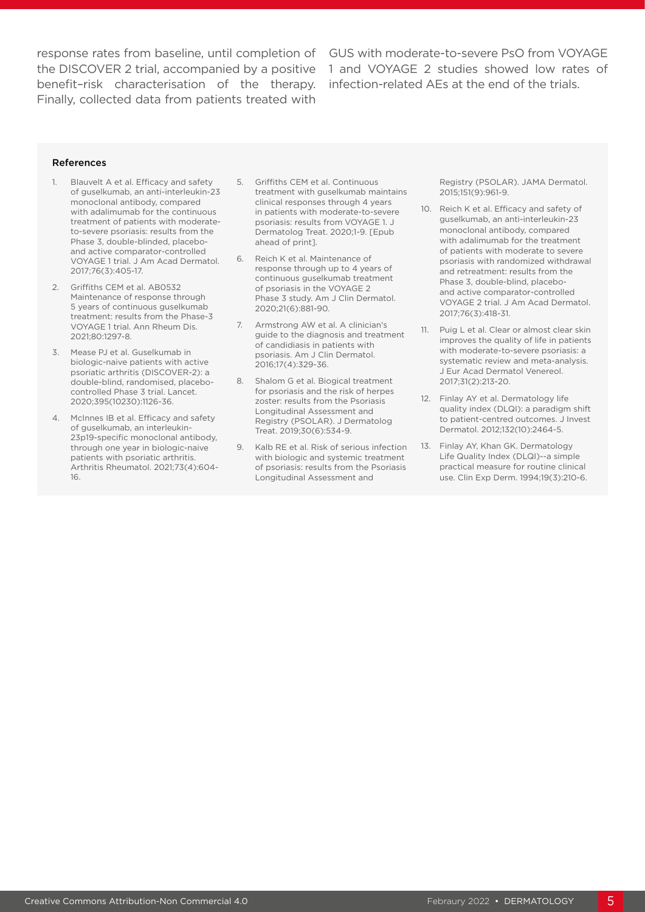response rates from baseline, until completion of the DISCOVER 2 trial, accompanied by a positive benefit–risk characterisation of the therapy. Finally, collected data from patients treated with GUS with moderate-to-severe PsO from VOYAGE 1 and VOYAGE 2 studies showed low rates of infection-related AEs at the end of the trials.

### References

1. Blauvelt A et al. Efficacy and safety of guselkumab, an anti-interleukin-23 monoclonal antibody, compared with adalimumab for the continuous treatment of patients with moderate-to-severe psoriasis: results from the Phase 3, double-blinded, placebo- and active comparator-controlled VOYAGE 1 trial. J Am Acad Dermatol. 2017;76(3):405-17.
2. Griffiths CEM et al. AB0532 Maintenance of response through 5 years of continuous guselkumab treatment: results from the Phase-3 VOYAGE 1 trial. Ann Rheum Dis. 2021;80:1297-8.
3. Mease PJ et al. Guselkumab in biologic-naive patients with active psoriatic arthritis (DISCOVER-2): a double-blind, randomised, placebo-controlled Phase 3 trial. Lancet. 2020;395(10230):1126-36.
4. McInnes IB et al. Efficacy and safety of guselkumab, an interleukin-23p19-specific monoclonal antibody, through one year in biologic-naive patients with psoriatic arthritis. Arthritis Rheumatol. 2021;73(4):604-16.
5. Griffiths CEM et al. Continuous treatment with guselkumab maintains clinical responses through 4 years in patients with moderate-to-severe psoriasis: results from VOYAGE 1. J Dermatolog Treat. 2020;1-9. [Epub ahead of print].
6. Reich K et al. Maintenance of response through up to 4 years of continuous guselkumab treatment of psoriasis in the VOYAGE 2 Phase 3 study. Am J Clin Dermatol. 2020;21(6):881-90.
7. Armstrong AW et al. A clinician's guide to the diagnosis and treatment of candidiasis in patients with psoriasis. Am J Clin Dermatol. 2016;17(4):329-36.
8. Shalom G et al. Biogical treatment for psoriasis and the risk of herpes zoster: results from the Psoriasis Longitudinal Assessment and Registry (PSOLAR). J Dermatolog Treat. 2019;30(6):534-9.
9. Kalb RE et al. Risk of serious infection with biologic and systemic treatment of psoriasis: results from the Psoriasis Longitudinal Assessment and Registry (PSOLAR). JAMA Dermatol. 2015;151(9):961-9.
10. Reich K et al. Efficacy and safety of guselkumab, an anti-interleukin-23 monoclonal antibody, compared with adalimumab for the treatment of patients with moderate to severe psoriasis with randomized withdrawal and retreatment: results from the Phase 3, double-blind, placebo- and active comparator-controlled VOYAGE 2 trial. J Am Acad Dermatol. 2017;76(3):418-31.
11. Puig L et al. Clear or almost clear skin improves the quality of life in patients with moderate-to-severe psoriasis: a systematic review and meta-analysis. J Eur Acad Dermatol Venereol. 2017;31(2):213-20.
12. Finlay AY et al. Dermatology life quality index (DLQI): a paradigm shift to patient-centred outcomes. J Invest Dermatol. 2012;132(10):2464-5.
13. Finlay AY, Khan GK. Dermatology Life Quality Index (DLQI)--a simple practical measure for routine clinical use. Clin Exp Derm. 1994;19(3):210-6.